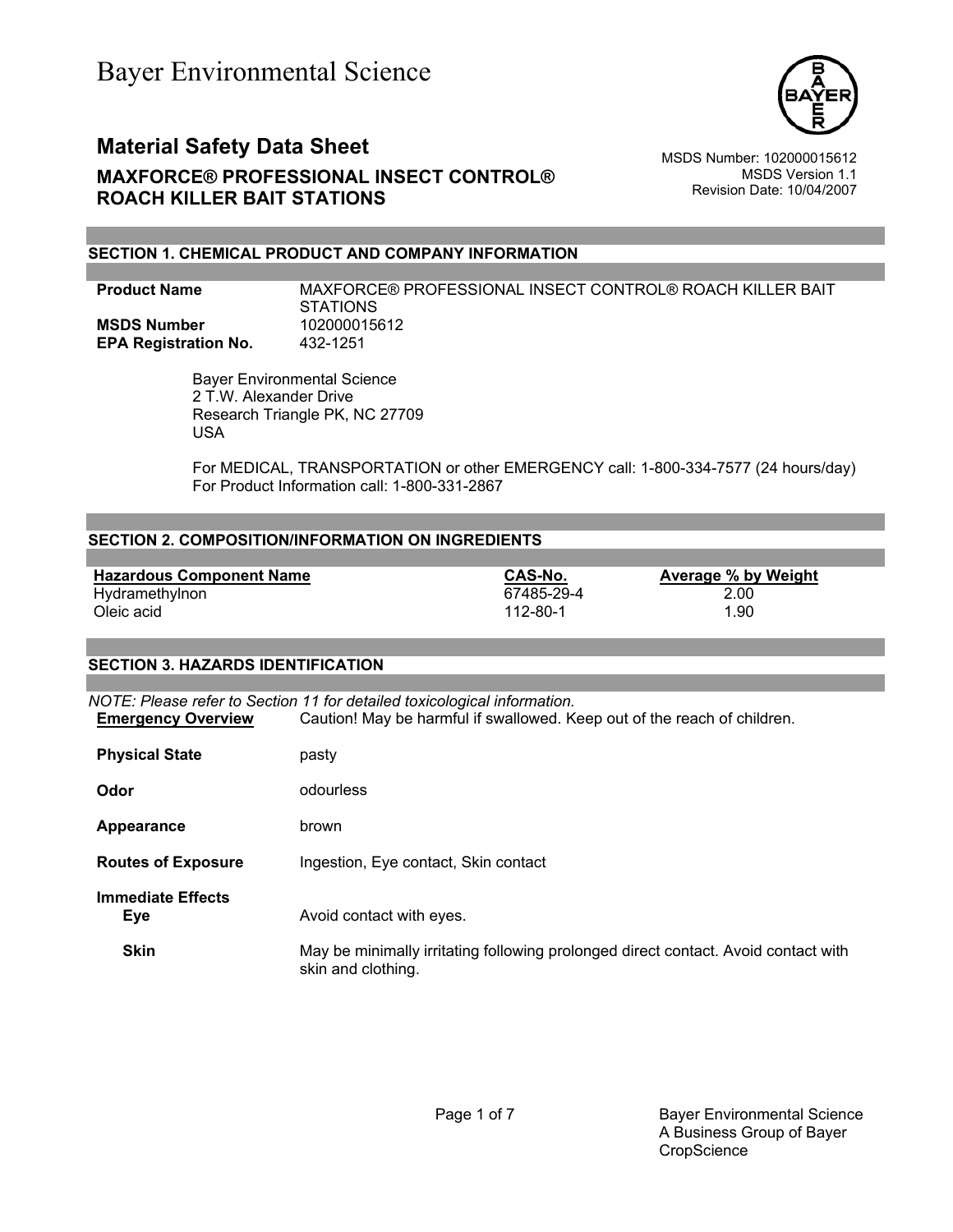# Bayer Environmental Science

## Material Safety Data Sheet

### MAXFORCE® PROFESSIONAL INSECT CONTROL® ROACH KILLER BAIT STATIONS

MSDS Number: 102000015612
MSDS Version 1.1
Revision Date: 10/04/2007

## SECTION 1. CHEMICAL PRODUCT AND COMPANY INFORMATION

**Product Name** MAXFORCE® PROFESSIONAL INSECT CONTROL® ROACH KILLER BAIT STATIONS
**MSDS Number** 102000015612
**EPA Registration No.** 432-1251

Bayer Environmental Science
2 T.W. Alexander Drive
Research Triangle PK, NC 27709
USA

For MEDICAL, TRANSPORTATION or other EMERGENCY call: 1-800-334-7577 (24 hours/day)
For Product Information call: 1-800-331-2867

## SECTION 2. COMPOSITION/INFORMATION ON INGREDIENTS

| Hazardous Component Name | CAS-No. | Average % by Weight |
|---|---|---|
| Hydramethylnon | 67485-29-4 | 2.00 |
| Oleic acid | 112-80-1 | 1.90 |

## SECTION 3. HAZARDS IDENTIFICATION

*NOTE: Please refer to Section 11 for detailed toxicological information.*

**Emergency Overview** Caution! May be harmful if swallowed. Keep out of the reach of children.

**Physical State** pasty

**Odor** odourless

**Appearance** brown

**Routes of Exposure** Ingestion, Eye contact, Skin contact

**Immediate Effects**

**Eye** Avoid contact with eyes.

**Skin** May be minimally irritating following prolonged direct contact. Avoid contact with skin and clothing.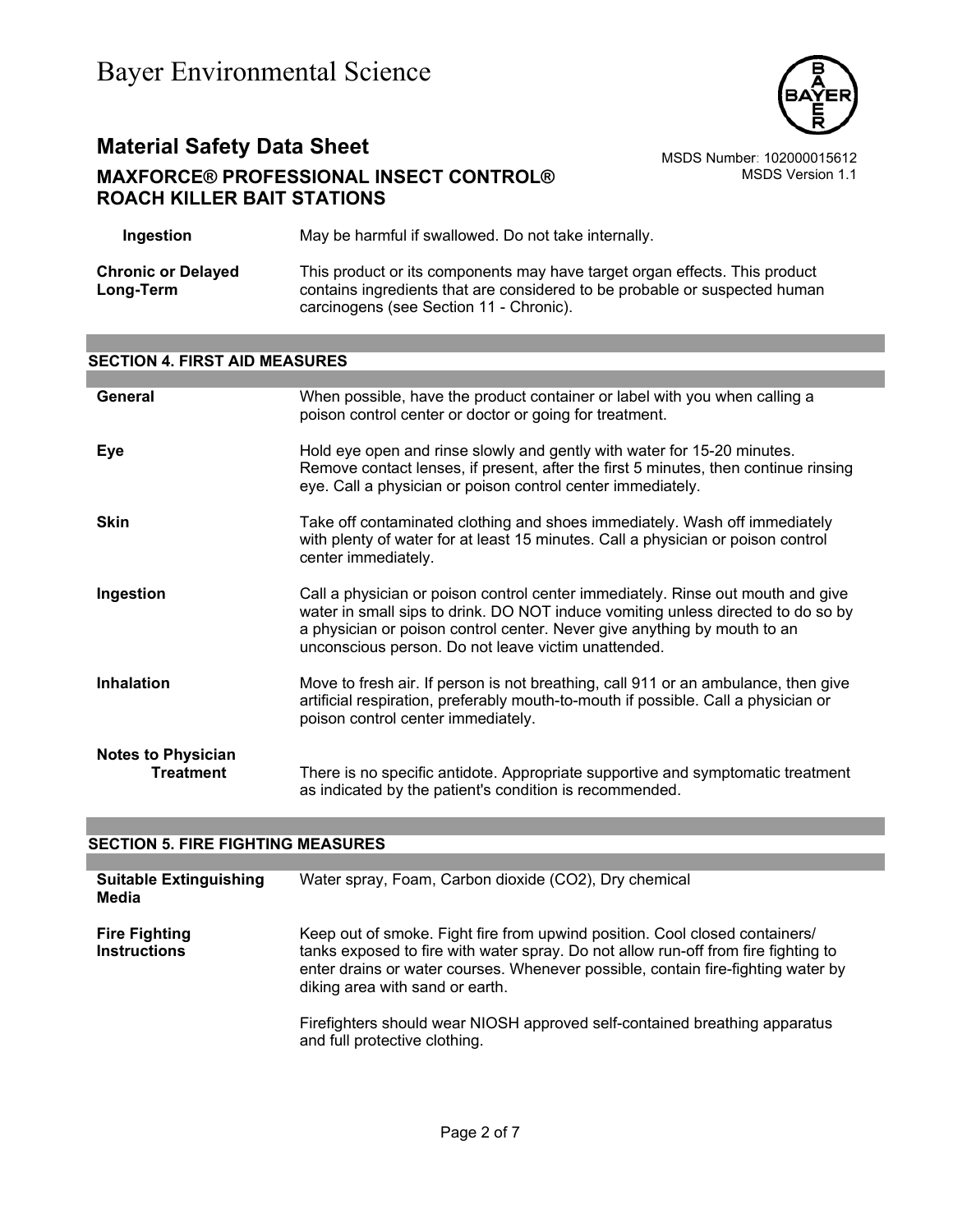| | |
|---|---|
| **Ingestion** | May be harmful if swallowed. Do not take internally. |
| **Chronic or Delayed Long-Term** | This product or its components may have target organ effects. This product contains ingredients that are considered to be probable or suspected human carcinogens (see Section 11 - Chronic). |

## SECTION 4. FIRST AID MEASURES

| | |
|---|---|
| **General** | When possible, have the product container or label with you when calling a poison control center or doctor or going for treatment. |
| **Eye** | Hold eye open and rinse slowly and gently with water for 15-20 minutes. Remove contact lenses, if present, after the first 5 minutes, then continue rinsing eye. Call a physician or poison control center immediately. |
| **Skin** | Take off contaminated clothing and shoes immediately. Wash off immediately with plenty of water for at least 15 minutes. Call a physician or poison control center immediately. |
| **Ingestion** | Call a physician or poison control center immediately. Rinse out mouth and give water in small sips to drink. DO NOT induce vomiting unless directed to do so by a physician or poison control center. Never give anything by mouth to an unconscious person. Do not leave victim unattended. |
| **Inhalation** | Move to fresh air. If person is not breathing, call 911 or an ambulance, then give artificial respiration, preferably mouth-to-mouth if possible. Call a physician or poison control center immediately. |
| **Notes to Physician Treatment** | There is no specific antidote. Appropriate supportive and symptomatic treatment as indicated by the patient's condition is recommended. |

## SECTION 5. FIRE FIGHTING MEASURES

| | |
|---|---|
| **Suitable Extinguishing Media** | Water spray, Foam, Carbon dioxide ($CO_2$), Dry chemical |
| **Fire Fighting Instructions** | Keep out of smoke. Fight fire from upwind position. Cool closed containers/ tanks exposed to fire with water spray. Do not allow run-off from fire fighting to enter drains or water courses. Whenever possible, contain fire-fighting water by diking area with sand or earth.<br><br>Firefighters should wear NIOSH approved self-contained breathing apparatus and full protective clothing. |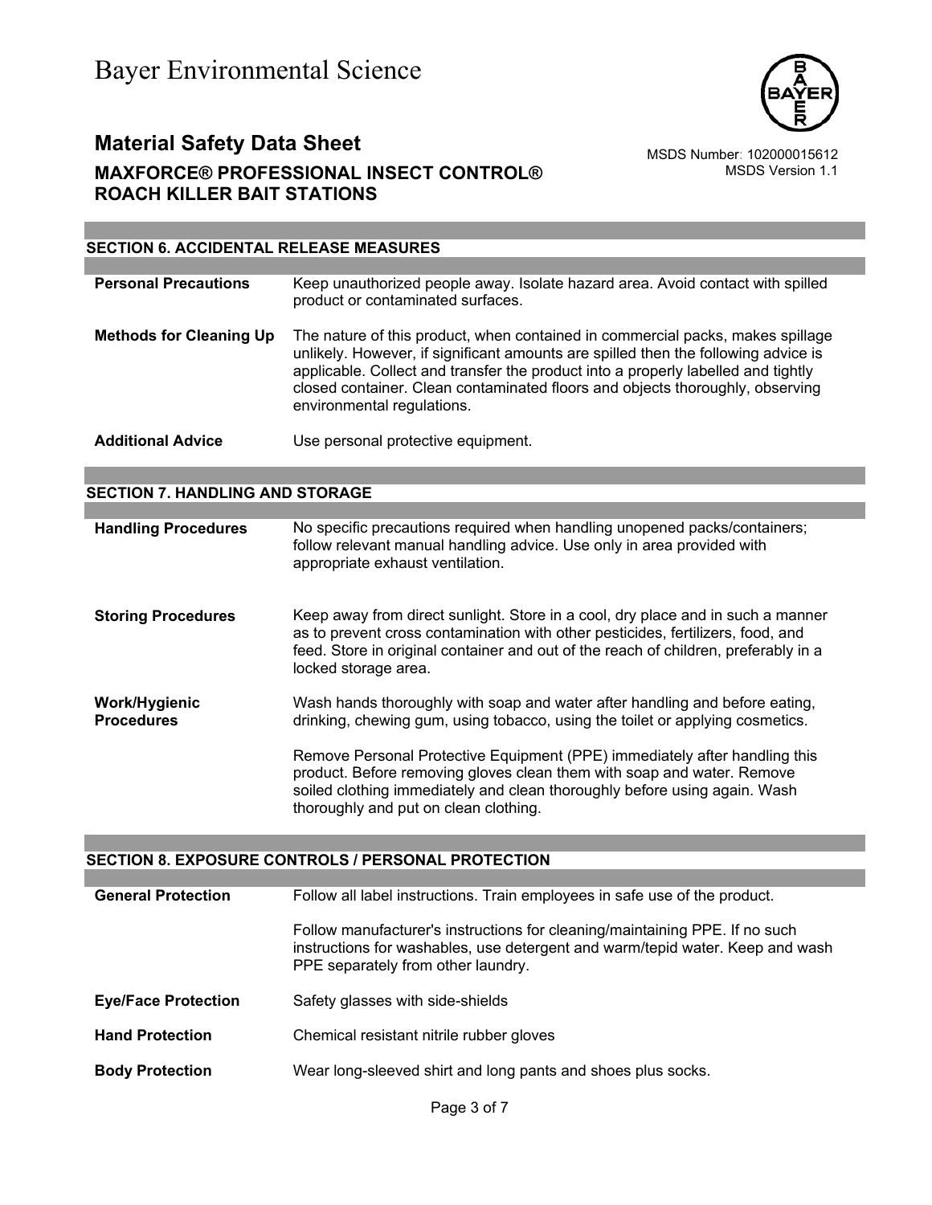## SECTION 6. ACCIDENTAL RELEASE MEASURES

| | |
|---|---|
| **Personal Precautions** | Keep unauthorized people away. Isolate hazard area. Avoid contact with spilled product or contaminated surfaces. |
| **Methods for Cleaning Up** | The nature of this product, when contained in commercial packs, makes spillage unlikely. However, if significant amounts are spilled then the following advice is applicable. Collect and transfer the product into a properly labelled and tightly closed container. Clean contaminated floors and objects thoroughly, observing environmental regulations. |
| **Additional Advice** | Use personal protective equipment. |

## SECTION 7. HANDLING AND STORAGE

| | |
|---|---|
| **Handling Procedures** | No specific precautions required when handling unopened packs/containers; follow relevant manual handling advice. Use only in area provided with appropriate exhaust ventilation. |
| **Storing Procedures** | Keep away from direct sunlight. Store in a cool, dry place and in such a manner as to prevent cross contamination with other pesticides, fertilizers, food, and feed. Store in original container and out of the reach of children, preferably in a locked storage area. |
| **Work/Hygienic Procedures** | Wash hands thoroughly with soap and water after handling and before eating, drinking, chewing gum, using tobacco, using the toilet or applying cosmetics.<br><br>Remove Personal Protective Equipment (PPE) immediately after handling this product. Before removing gloves clean them with soap and water. Remove soiled clothing immediately and clean thoroughly before using again. Wash thoroughly and put on clean clothing. |

## SECTION 8. EXPOSURE CONTROLS / PERSONAL PROTECTION

| | |
|---|---|
| **General Protection** | Follow all label instructions. Train employees in safe use of the product.<br><br>Follow manufacturer's instructions for cleaning/maintaining PPE. If no such instructions for washables, use detergent and warm/tepid water. Keep and wash PPE separately from other laundry. |
| **Eye/Face Protection** | Safety glasses with side-shields |
| **Hand Protection** | Chemical resistant nitrile rubber gloves |
| **Body Protection** | Wear long-sleeved shirt and long pants and shoes plus socks. |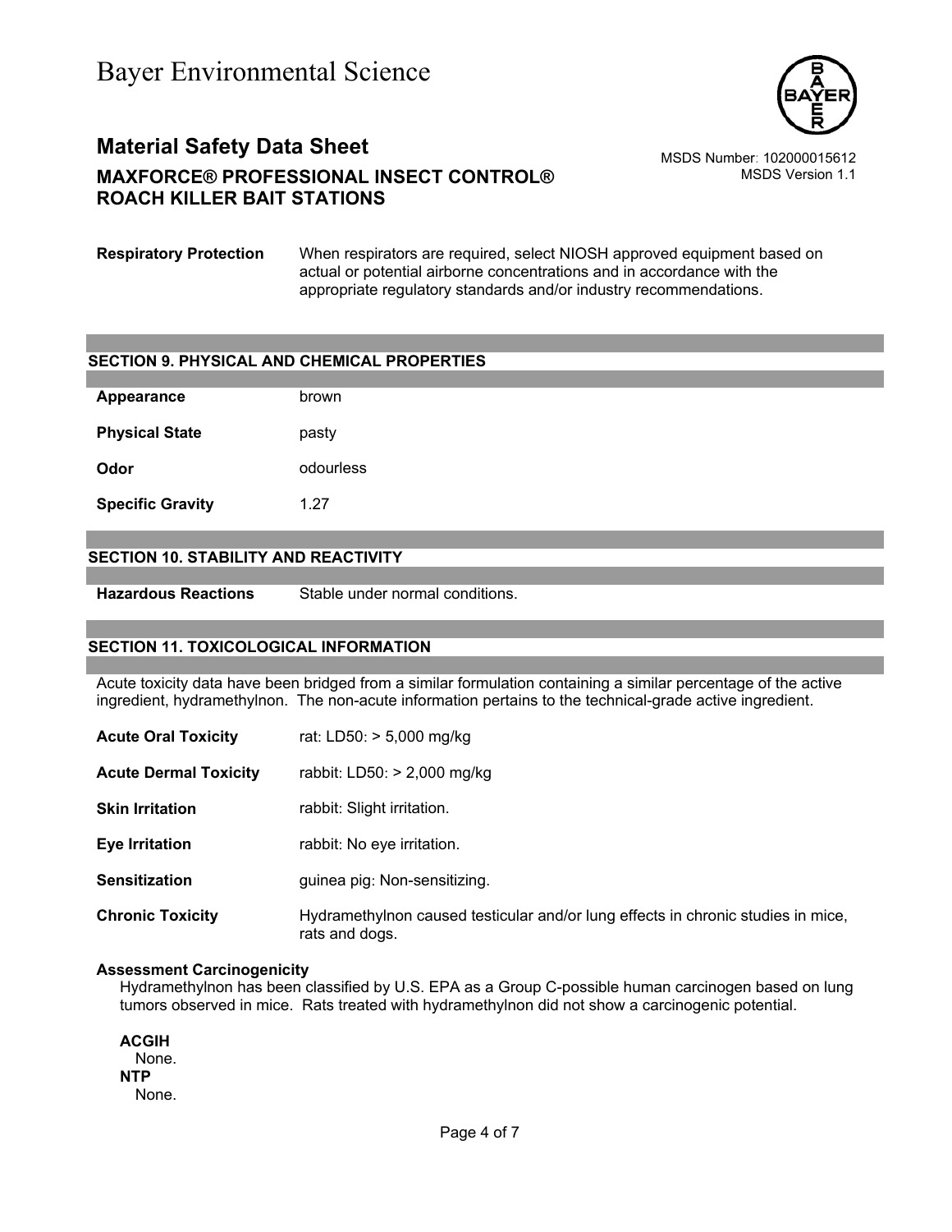| | |
|---|---|
| **Respiratory Protection** | When respirators are required, select NIOSH approved equipment based on actual or potential airborne concentrations and in accordance with the appropriate regulatory standards and/or industry recommendations. |

## SECTION 9. PHYSICAL AND CHEMICAL PROPERTIES

| | |
|---|---|
| **Appearance** | brown |
| **Physical State** | pasty |
| **Odor** | odourless |
| **Specific Gravity** | 1.27 |

## SECTION 10. STABILITY AND REACTIVITY

| | |
|---|---|
| **Hazardous Reactions** | Stable under normal conditions. |

## SECTION 11. TOXICOLOGICAL INFORMATION

Acute toxicity data have been bridged from a similar formulation containing a similar percentage of the active ingredient, hydramethylnon. The non-acute information pertains to the technical-grade active ingredient.

| | |
|---|---|
| **Acute Oral Toxicity** | rat: LD50: > 5,000 mg/kg |
| **Acute Dermal Toxicity** | rabbit: LD50: > 2,000 mg/kg |
| **Skin Irritation** | rabbit: Slight irritation. |
| **Eye Irritation** | rabbit: No eye irritation. |
| **Sensitization** | guinea pig: Non-sensitizing. |
| **Chronic Toxicity** | Hydramethylnon caused testicular and/or lung effects in chronic studies in mice, rats and dogs. |

**Assessment Carcinogenicity**

Hydramethylnon has been classified by U.S. EPA as a Group C-possible human carcinogen based on lung tumors observed in mice. Rats treated with hydramethylnon did not show a carcinogenic potential.

**ACGIH**

None.

**NTP**

None.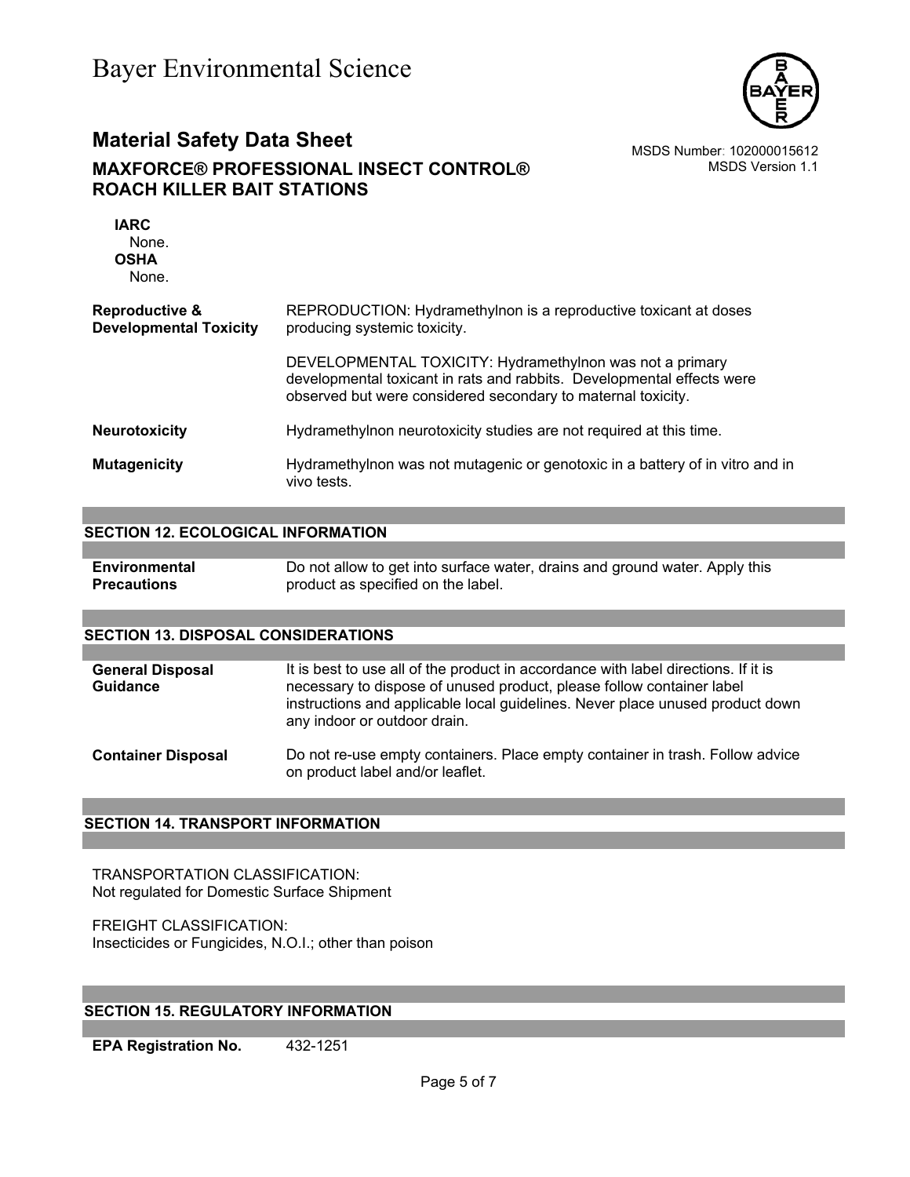**IARC**
None.
**OSHA**
None.

| | |
|---|---|
| **Reproductive & Developmental Toxicity** | REPRODUCTION: Hydramethylnon is a reproductive toxicant at doses producing systemic toxicity.<br><br>DEVELOPMENTAL TOXICITY: Hydramethylnon was not a primary developmental toxicant in rats and rabbits. Developmental effects were observed but were considered secondary to maternal toxicity. |
| **Neurotoxicity** | Hydramethylnon neurotoxicity studies are not required at this time. |
| **Mutagenicity** | Hydramethylnon was not mutagenic or genotoxic in a battery of in vitro and in vivo tests. |

## SECTION 12. ECOLOGICAL INFORMATION

| | |
|---|---|
| **Environmental Precautions** | Do not allow to get into surface water, drains and ground water. Apply this product as specified on the label. |

## SECTION 13. DISPOSAL CONSIDERATIONS

| | |
|---|---|
| **General Disposal Guidance** | It is best to use all of the product in accordance with label directions. If it is necessary to dispose of unused product, please follow container label instructions and applicable local guidelines. Never place unused product down any indoor or outdoor drain. |
| **Container Disposal** | Do not re-use empty containers. Place empty container in trash. Follow advice on product label and/or leaflet. |

## SECTION 14. TRANSPORT INFORMATION

TRANSPORTATION CLASSIFICATION:
Not regulated for Domestic Surface Shipment

FREIGHT CLASSIFICATION:
Insecticides or Fungicides, N.O.I.; other than poison

## SECTION 15. REGULATORY INFORMATION

| | |
|---|---|
| **EPA Registration No.** | 432-1251 |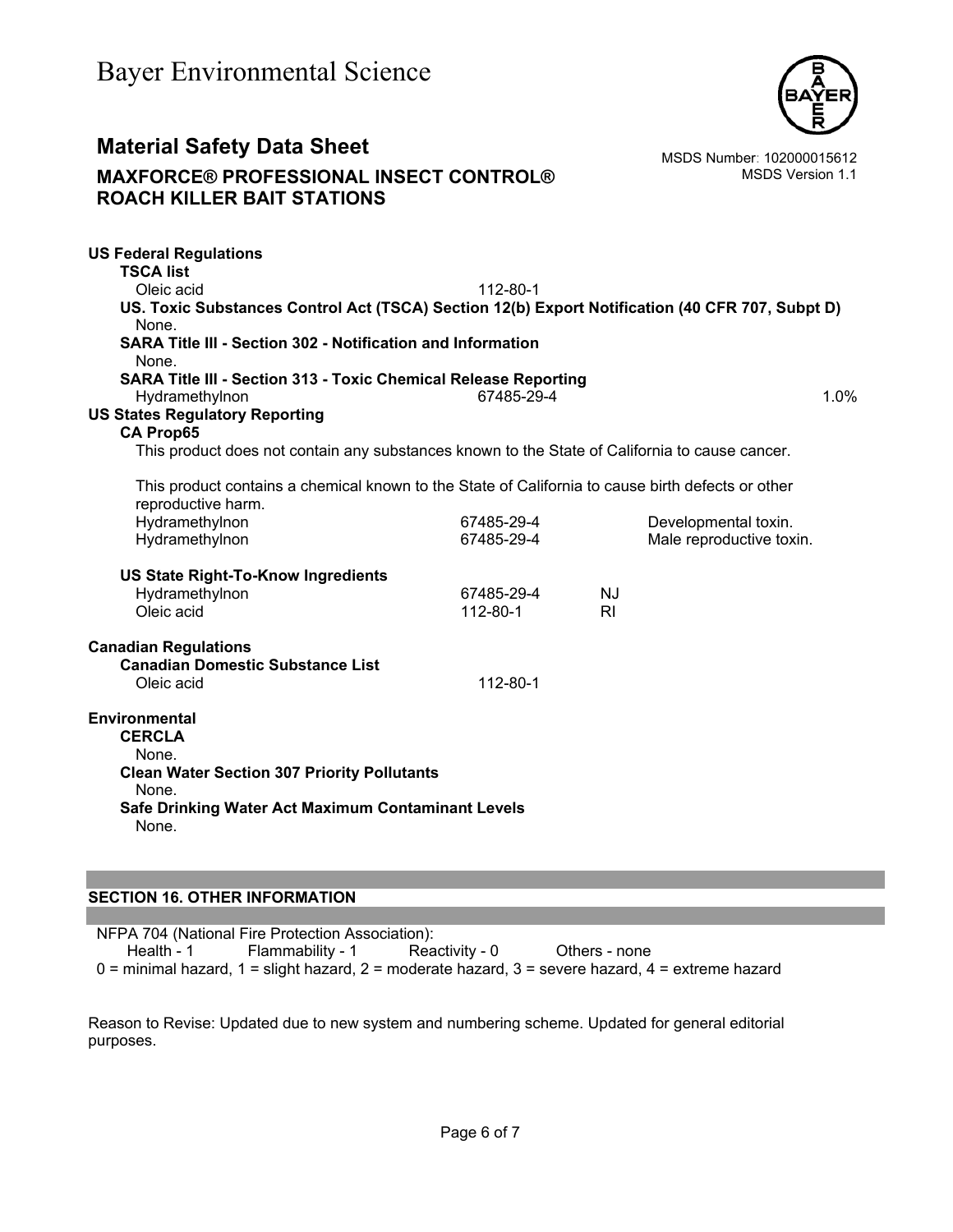**US Federal Regulations**

**TSCA list**

| | | |
|---|---|---|
| Oleic acid | 112-80-1 | |

**US. Toxic Substances Control Act (TSCA) Section 12(b) Export Notification (40 CFR 707, Subpt D)**

None.

**SARA Title III - Section 302 - Notification and Information**

None.

**SARA Title III - Section 313 - Toxic Chemical Release Reporting**

| | | |
|---|---|---|
| Hydramethylnon | 67485-29-4 | 1.0% |

**US States Regulatory Reporting**

**CA Prop65**

This product does not contain any substances known to the State of California to cause cancer.

This product contains a chemical known to the State of California to cause birth defects or other reproductive harm.

| | | |
|---|---|---|
| Hydramethylnon | 67485-29-4 | Developmental toxin. |
| Hydramethylnon | 67485-29-4 | Male reproductive toxin. |

**US State Right-To-Know Ingredients**

| | | |
|---|---|---|
| Hydramethylnon | 67485-29-4 | NJ |
| Oleic acid | 112-80-1 | RI |

**Canadian Regulations**

**Canadian Domestic Substance List**

| | |
|---|---|
| Oleic acid | 112-80-1 |

**Environmental**

**CERCLA**

None.

**Clean Water Section 307 Priority Pollutants**

None.

**Safe Drinking Water Act Maximum Contaminant Levels**

None.

## SECTION 16. OTHER INFORMATION

NFPA 704 (National Fire Protection Association):

Health - 1    Flammability - 1    Reactivity - 0    Others - none

0 = minimal hazard, 1 = slight hazard, 2 = moderate hazard, 3 = severe hazard, 4 = extreme hazard

Reason to Revise: Updated due to new system and numbering scheme. Updated for general editorial purposes.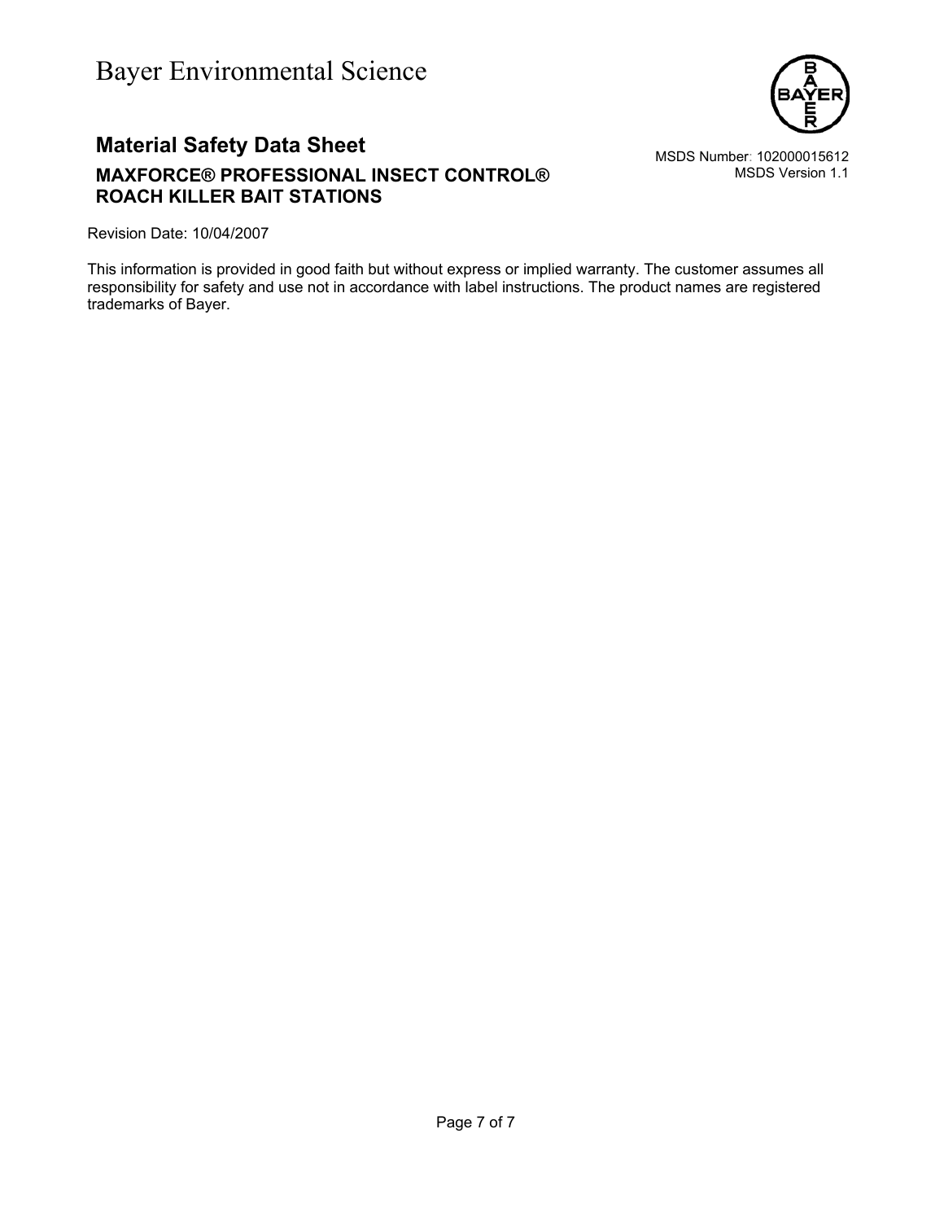Revision Date: 10/04/2007

This information is provided in good faith but without express or implied warranty. The customer assumes all responsibility for safety and use not in accordance with label instructions. The product names are registered trademarks of Bayer.